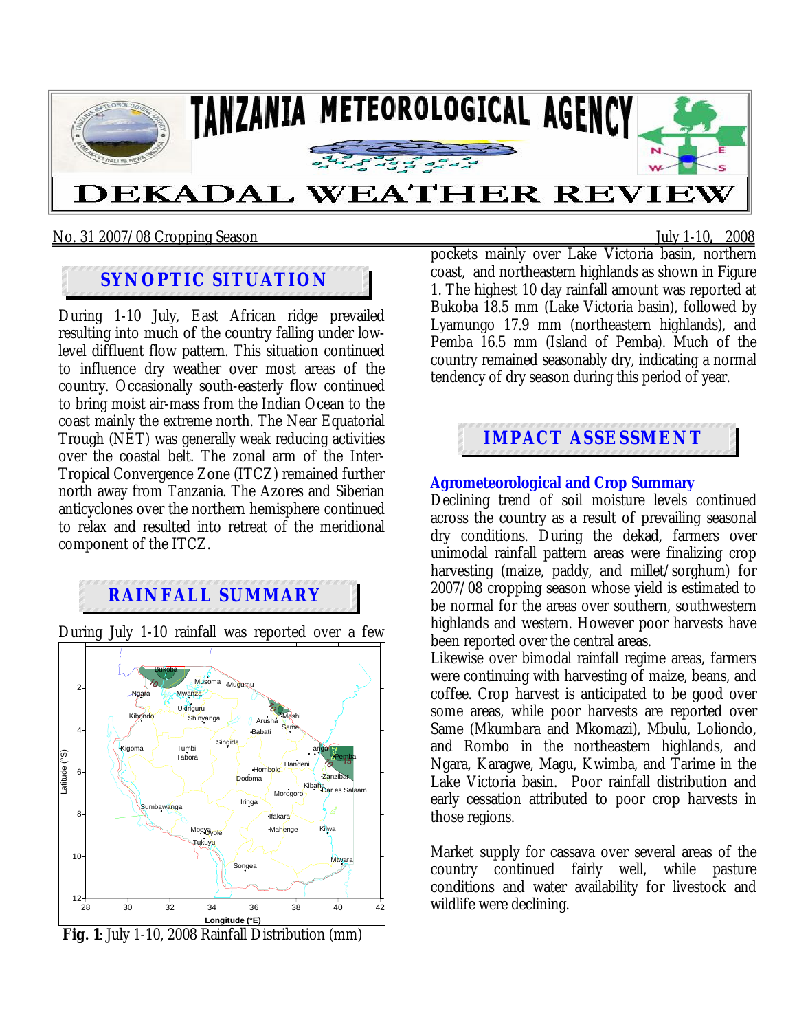# TANZANIA METEOROLOGICAL AGENCY

# DEKADAL WEATHER REVIEW

No. 31 2007/08 Cropping Season — July 1-10, 2008

## SYNOPTIC SITUATION

During 1-10 July, East African ridge prevailed resulting into much of the country falling under low-level diffluent flow pattern. This situation continued to influence dry weather over most areas of the country. Occasionally south-easterly flow continued to bring moist air-mass from the Indian Ocean to the coast mainly the extreme north. The Near Equatorial Trough (NET) was generally weak reducing activities over the coastal belt. The zonal arm of the Inter-Tropical Convergence Zone (ITCZ) remained further north away from Tanzania. The Azores and Siberian anticyclones over the northern hemisphere continued to relax and resulted into retreat of the meridional component of the ITCZ.

## RAINFALL SUMMARY

During July 1-10 rainfall was reported over a few pockets mainly over Lake Victoria basin, northern coast, and northeastern highlands as shown in Figure 1. The highest 10 day rainfall amount was reported at Bukoba 18.5 mm (Lake Victoria basin), followed by Lyamungo 17.9 mm (northeastern highlands), and Pemba 16.5 mm (Island of Pemba). Much of the country remained seasonably dry, indicating a normal tendency of dry season during this period of year.

**Fig. 1**: July 1-10, 2008 Rainfall Distribution (mm)

## IMPACT ASSESSMENT

### Agrometeorological and Crop Summary

Declining trend of soil moisture levels continued across the country as a result of prevailing seasonal dry conditions. During the dekad, farmers over unimodal rainfall pattern areas were finalizing crop harvesting (maize, paddy, and millet/sorghum) for 2007/08 cropping season whose yield is estimated to be normal for the areas over southern, southwestern highlands and western. However poor harvests have been reported over the central areas.

Likewise over bimodal rainfall regime areas, farmers were continuing with harvesting of maize, beans, and coffee. Crop harvest is anticipated to be good over some areas, while poor harvests are reported over Same (Mkumbara and Mkomazi), Mbulu, Loliondo, and Rombo in the northeastern highlands, and Ngara, Karagwe, Magu, Kwimba, and Tarime in the Lake Victoria basin. Poor rainfall distribution and early cessation attributed to poor crop harvests in those regions.

Market supply for cassava over several areas of the country continued fairly well, while pasture conditions and water availability for livestock and wildlife were declining.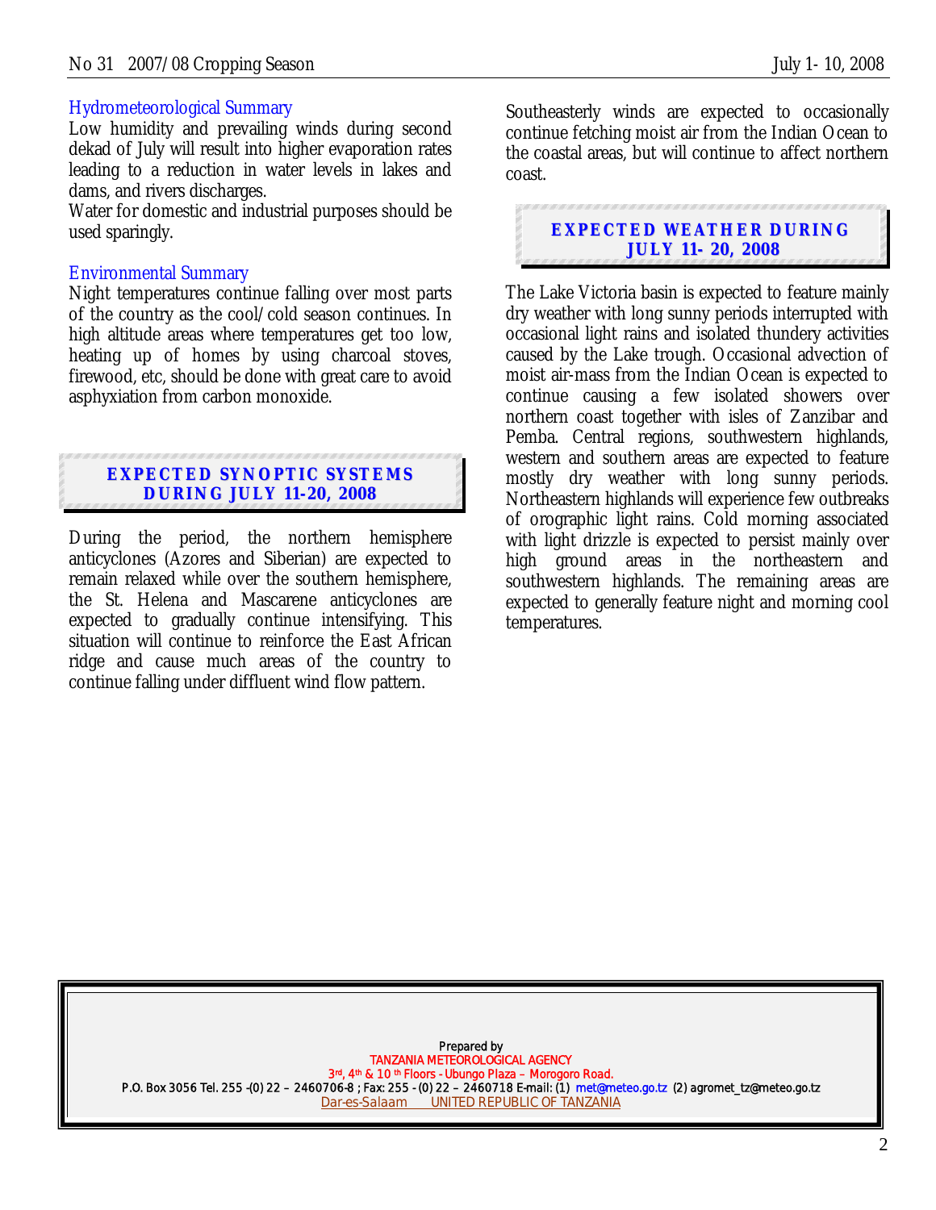### Hydrometeorological Summary

Low humidity and prevailing winds during second dekad of July will result into higher evaporation rates leading to a reduction in water levels in lakes and dams, and rivers discharges.

Water for domestic and industrial purposes should be used sparingly.

### Environmental Summary

Night temperatures continue falling over most parts of the country as the cool/cold season continues. In high altitude areas where temperatures get too low, heating up of homes by using charcoal stoves, firewood, etc, should be done with great care to avoid asphyxiation from carbon monoxide.

## EXPECTED SYNOPTIC SYSTEMS DURING JULY 11-20, 2008

During the period, the northern hemisphere anticyclones (Azores and Siberian) are expected to remain relaxed while over the southern hemisphere, the St. Helena and Mascarene anticyclones are expected to gradually continue intensifying. This situation will continue to reinforce the East African ridge and cause much areas of the country to continue falling under diffluent wind flow pattern.

Southeasterly winds are expected to occasionally continue fetching moist air from the Indian Ocean to the coastal areas, but will continue to affect northern coast.

## EXPECTED WEATHER DURING JULY 11- 20, 2008

The Lake Victoria basin is expected to feature mainly dry weather with long sunny periods interrupted with occasional light rains and isolated thundery activities caused by the Lake trough. Occasional advection of moist air-mass from the Indian Ocean is expected to continue causing a few isolated showers over northern coast together with isles of Zanzibar and Pemba. Central regions, southwestern highlands, western and southern areas are expected to feature mostly dry weather with long sunny periods. Northeastern highlands will experience few outbreaks of orographic light rains. Cold morning associated with light drizzle is expected to persist mainly over high ground areas in the northeastern and southwestern highlands. The remaining areas are expected to generally feature night and morning cool temperatures.

Prepared by
TANZANIA METEOROLOGICAL AGENCY
3rd, 4th & 10th Floors - Ubungo Plaza – Morogoro Road.
P.O. Box 3056 Tel. 255 -(0) 22 – 2460706-8 ; Fax: 255 - (0) 22 – 2460718 E-mail: (1) met@meteo.go.tz (2) agromet_tz@meteo.go.tz
Dar-es-Salaam UNITED REPUBLIC OF TANZANIA